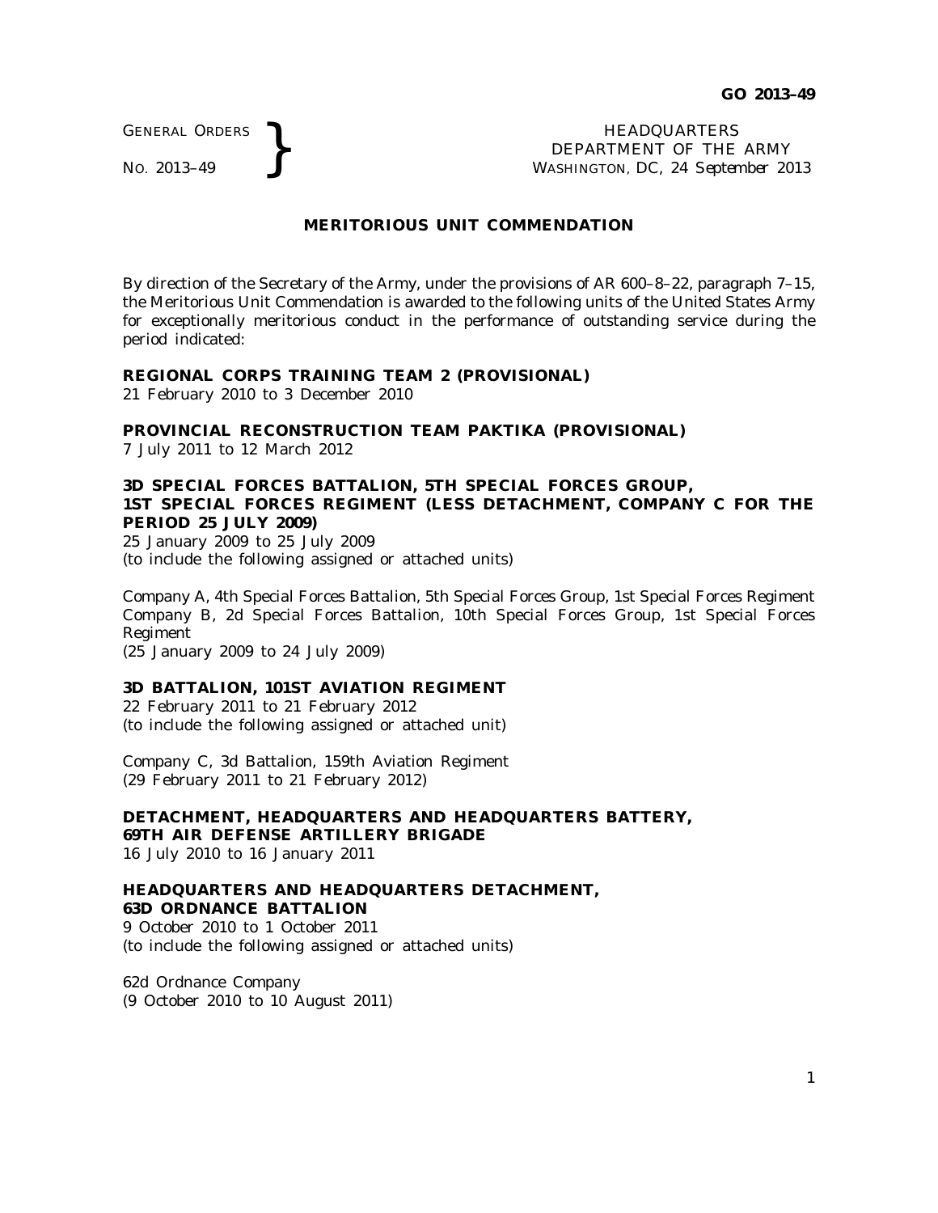GENERAL ORDERS
NO. 2013–49

HEADQUARTERS
DEPARTMENT OF THE ARMY
WASHINGTON, DC, *24 September 2013*

# MERITORIOUS UNIT COMMENDATION

By direction of the Secretary of the Army, under the provisions of AR 600–8–22, paragraph 7–15, the Meritorious Unit Commendation is awarded to the following units of the United States Army for exceptionally meritorious conduct in the performance of outstanding service during the period indicated:

**REGIONAL CORPS TRAINING TEAM 2 (PROVISIONAL)**
21 February 2010 to 3 December 2010

**PROVINCIAL RECONSTRUCTION TEAM PAKTIKA (PROVISIONAL)**
7 July 2011 to 12 March 2012

**3D SPECIAL FORCES BATTALION, 5TH SPECIAL FORCES GROUP, 1ST SPECIAL FORCES REGIMENT (LESS DETACHMENT, COMPANY C FOR THE PERIOD 25 JULY 2009)**
25 January 2009 to 25 July 2009
(to include the following assigned or attached units)

Company A, 4th Special Forces Battalion, 5th Special Forces Group, 1st Special Forces Regiment
Company B, 2d Special Forces Battalion, 10th Special Forces Group, 1st Special Forces Regiment
(25 January 2009 to 24 July 2009)

**3D BATTALION, 101ST AVIATION REGIMENT**
22 February 2011 to 21 February 2012
(to include the following assigned or attached unit)

Company C, 3d Battalion, 159th Aviation Regiment
(29 February 2011 to 21 February 2012)

**DETACHMENT, HEADQUARTERS AND HEADQUARTERS BATTERY, 69TH AIR DEFENSE ARTILLERY BRIGADE**
16 July 2010 to 16 January 2011

**HEADQUARTERS AND HEADQUARTERS DETACHMENT, 63D ORDNANCE BATTALION**
9 October 2010 to 1 October 2011
(to include the following assigned or attached units)

62d Ordnance Company
(9 October 2010 to 10 August 2011)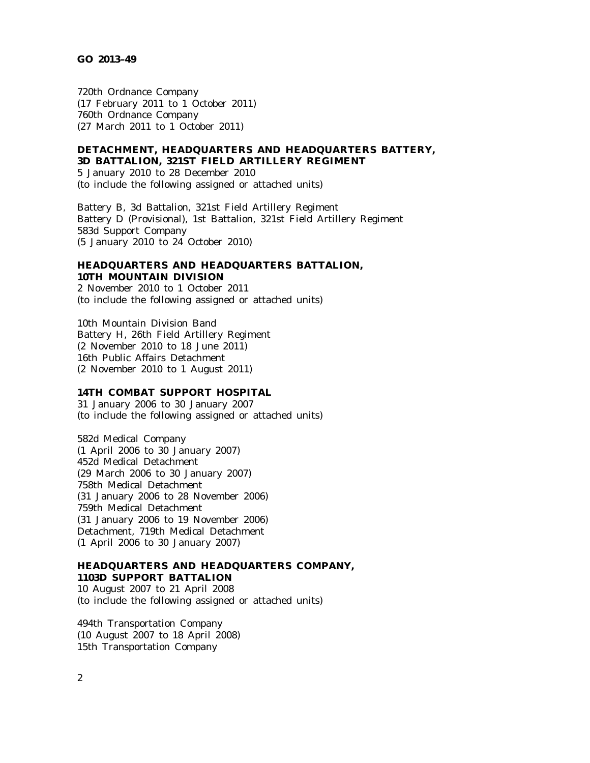720th Ordnance Company
(17 February 2011 to 1 October 2011)
760th Ordnance Company
(27 March 2011 to 1 October 2011)

**DETACHMENT, HEADQUARTERS AND HEADQUARTERS BATTERY, 3D BATTALION, 321ST FIELD ARTILLERY REGIMENT**
5 January 2010 to 28 December 2010
(to include the following assigned or attached units)

Battery B, 3d Battalion, 321st Field Artillery Regiment
Battery D (Provisional), 1st Battalion, 321st Field Artillery Regiment
583d Support Company
(5 January 2010 to 24 October 2010)

**HEADQUARTERS AND HEADQUARTERS BATTALION, 10TH MOUNTAIN DIVISION**
2 November 2010 to 1 October 2011
(to include the following assigned or attached units)

10th Mountain Division Band
Battery H, 26th Field Artillery Regiment
(2 November 2010 to 18 June 2011)
16th Public Affairs Detachment
(2 November 2010 to 1 August 2011)

**14TH COMBAT SUPPORT HOSPITAL**
31 January 2006 to 30 January 2007
(to include the following assigned or attached units)

582d Medical Company
(1 April 2006 to 30 January 2007)
452d Medical Detachment
(29 March 2006 to 30 January 2007)
758th Medical Detachment
(31 January 2006 to 28 November 2006)
759th Medical Detachment
(31 January 2006 to 19 November 2006)
Detachment, 719th Medical Detachment
(1 April 2006 to 30 January 2007)

**HEADQUARTERS AND HEADQUARTERS COMPANY, 1103D SUPPORT BATTALION**
10 August 2007 to 21 April 2008
(to include the following assigned or attached units)

494th Transportation Company
(10 August 2007 to 18 April 2008)
15th Transportation Company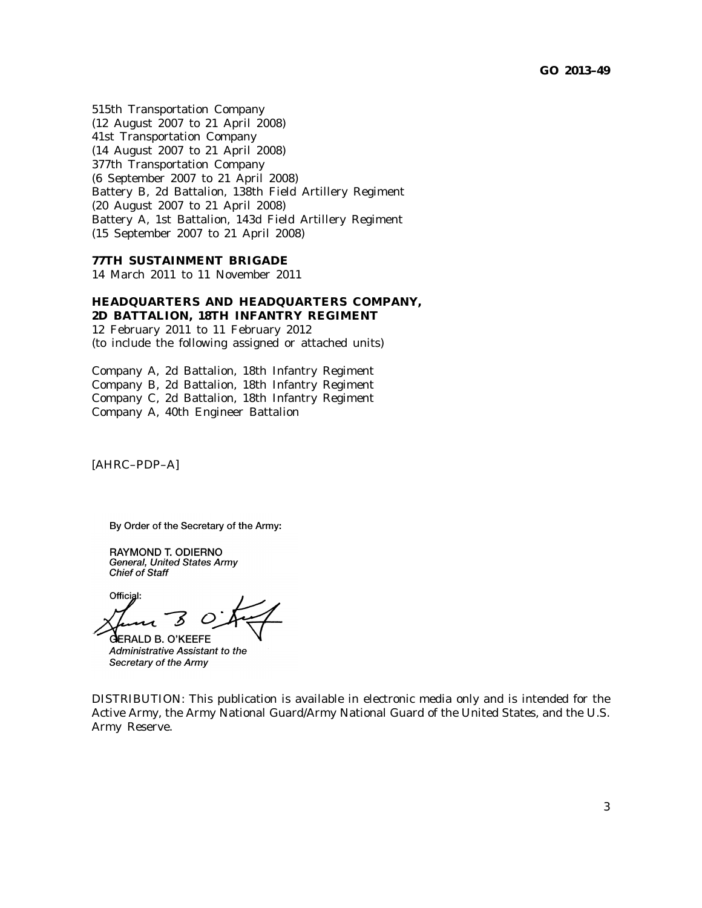515th Transportation Company
(12 August 2007 to 21 April 2008)
41st Transportation Company
(14 August 2007 to 21 April 2008)
377th Transportation Company
(6 September 2007 to 21 April 2008)
Battery B, 2d Battalion, 138th Field Artillery Regiment
(20 August 2007 to 21 April 2008)
Battery A, 1st Battalion, 143d Field Artillery Regiment
(15 September 2007 to 21 April 2008)

**77TH SUSTAINMENT BRIGADE**
14 March 2011 to 11 November 2011

**HEADQUARTERS AND HEADQUARTERS COMPANY,
2D BATTALION, 18TH INFANTRY REGIMENT**
12 February 2011 to 11 February 2012
(to include the following assigned or attached units)

Company A, 2d Battalion, 18th Infantry Regiment
Company B, 2d Battalion, 18th Infantry Regiment
Company C, 2d Battalion, 18th Infantry Regiment
Company A, 40th Engineer Battalion

[AHRC–PDP–A]

By Order of the Secretary of the Army:

RAYMOND T. ODIERNO
*General, United States Army*
*Chief of Staff*

Official:

GERALD B. O'KEEFE
*Administrative Assistant to the*
*Secretary of the Army*

DISTRIBUTION: This publication is available in electronic media only and is intended for the Active Army, the Army National Guard/Army National Guard of the United States, and the U.S. Army Reserve.